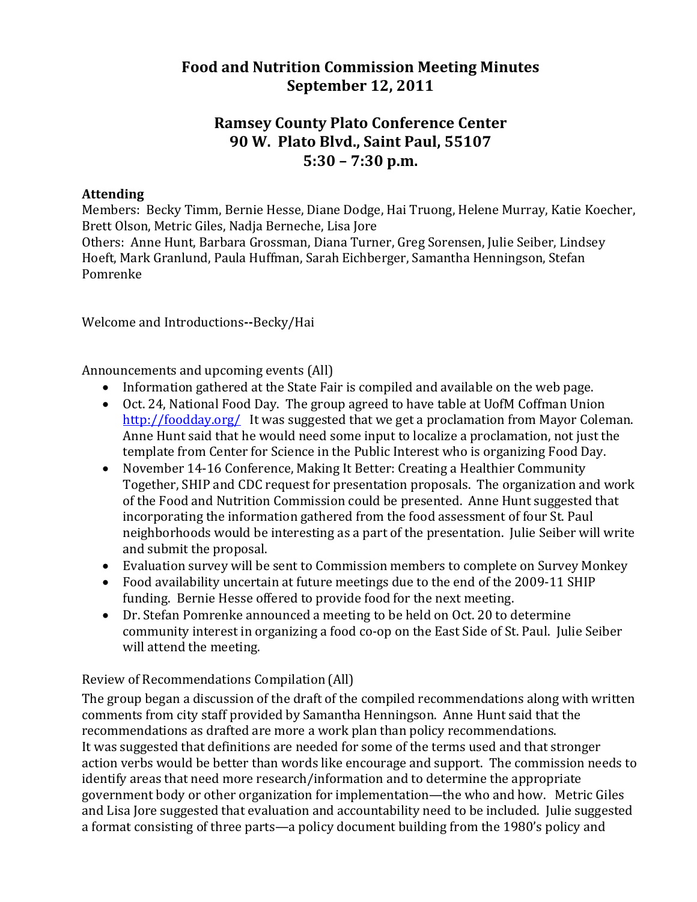# Food and Nutrition Commission Meeting Minutes
# September 12, 2011

## Ramsey County Plato Conference Center
## 90 W. Plato Blvd., Saint Paul, 55107
## 5:30 – 7:30 p.m.

**Attending**
Members: Becky Timm, Bernie Hesse, Diane Dodge, Hai Truong, Helene Murray, Katie Koecher, Brett Olson, Metric Giles, Nadja Berneche, Lisa Jore
Others: Anne Hunt, Barbara Grossman, Diana Turner, Greg Sorensen, Julie Seiber, Lindsey Hoeft, Mark Granlund, Paula Huffman, Sarah Eichberger, Samantha Henningson, Stefan Pomrenke

Welcome and Introductions**--**Becky/Hai

Announcements and upcoming events (All)

- Information gathered at the State Fair is compiled and available on the web page.
- Oct. 24, National Food Day. The group agreed to have table at UofM Coffman Union http://foodday.org/ It was suggested that we get a proclamation from Mayor Coleman. Anne Hunt said that he would need some input to localize a proclamation, not just the template from Center for Science in the Public Interest who is organizing Food Day.
- November 14-16 Conference, Making It Better: Creating a Healthier Community Together, SHIP and CDC request for presentation proposals. The organization and work of the Food and Nutrition Commission could be presented. Anne Hunt suggested that incorporating the information gathered from the food assessment of four St. Paul neighborhoods would be interesting as a part of the presentation. Julie Seiber will write and submit the proposal.
- Evaluation survey will be sent to Commission members to complete on Survey Monkey
- Food availability uncertain at future meetings due to the end of the 2009-11 SHIP funding. Bernie Hesse offered to provide food for the next meeting.
- Dr. Stefan Pomrenke announced a meeting to be held on Oct. 20 to determine community interest in organizing a food co-op on the East Side of St. Paul. Julie Seiber will attend the meeting.

Review of Recommendations Compilation (All)

The group began a discussion of the draft of the compiled recommendations along with written comments from city staff provided by Samantha Henningson. Anne Hunt said that the recommendations as drafted are more a work plan than policy recommendations.
It was suggested that definitions are needed for some of the terms used and that stronger action verbs would be better than words like encourage and support. The commission needs to identify areas that need more research/information and to determine the appropriate government body or other organization for implementation—the who and how. Metric Giles and Lisa Jore suggested that evaluation and accountability need to be included. Julie suggested a format consisting of three parts—a policy document building from the 1980's policy and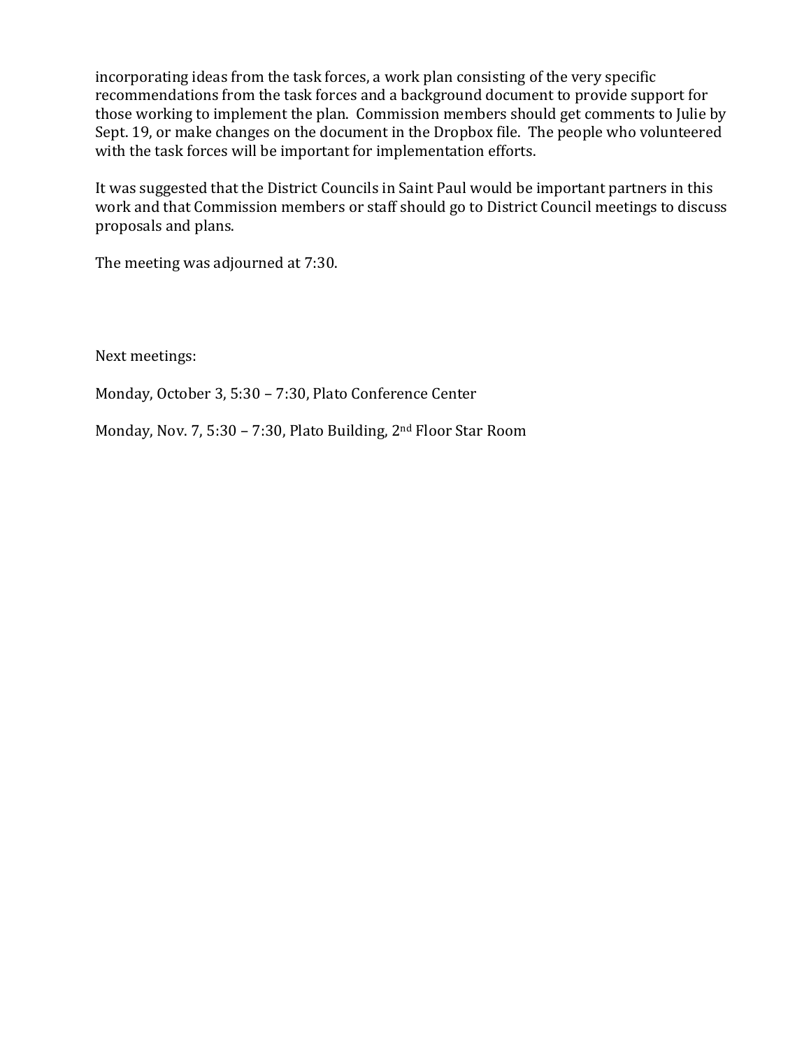incorporating ideas from the task forces, a work plan consisting of the very specific recommendations from the task forces and a background document to provide support for those working to implement the plan. Commission members should get comments to Julie by Sept. 19, or make changes on the document in the Dropbox file. The people who volunteered with the task forces will be important for implementation efforts.

It was suggested that the District Councils in Saint Paul would be important partners in this work and that Commission members or staff should go to District Council meetings to discuss proposals and plans.

The meeting was adjourned at 7:30.

Next meetings:

Monday, October 3, 5:30 – 7:30, Plato Conference Center

Monday, Nov. 7, 5:30 – 7:30, Plato Building, 2nd Floor Star Room